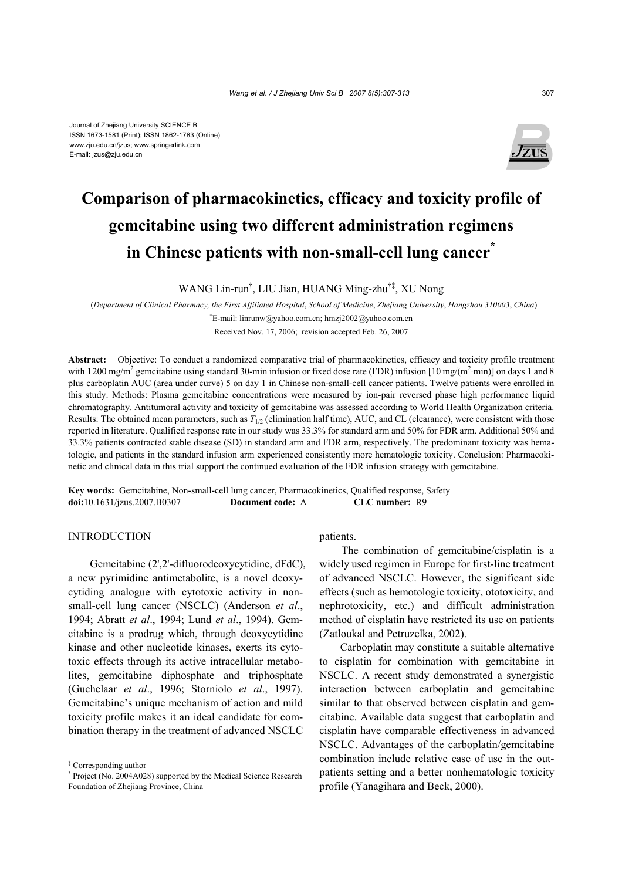Journal of Zhejiang University SCIENCE B
ISSN 1673-1581 (Print); ISSN 1862-1783 (Online)
www.zju.edu.cn/jzus; www.springerlink.com
E-mail: jzus@zju.edu.cn

# Comparison of pharmacokinetics, efficacy and toxicity profile of gemcitabine using two different administration regimens in Chinese patients with non-small-cell lung cancer*

WANG Lin-run†, LIU Jian, HUANG Ming-zhu†‡, XU Nong

(*Department of Clinical Pharmacy, the First Affiliated Hospital*, *School of Medicine*, *Zhejiang University*, *Hangzhou 310003*, *China*)

†E-mail: linrunw@yahoo.com.cn; hmzj2002@yahoo.com.cn

Received Nov. 17, 2006; revision accepted Feb. 26, 2007

**Abstract:** Objective: To conduct a randomized comparative trial of pharmacokinetics, efficacy and toxicity profile treatment with 1200 mg/m$^2$ gemcitabine using standard 30-min infusion or fixed dose rate (FDR) infusion [10 mg/(m$^2$·min)] on days 1 and 8 plus carboplatin AUC (area under curve) 5 on day 1 in Chinese non-small-cell cancer patients. Twelve patients were enrolled in this study. Methods: Plasma gemcitabine concentrations were measured by ion-pair reversed phase high performance liquid chromatography. Antitumoral activity and toxicity of gemcitabine was assessed according to World Health Organization criteria. Results: The obtained mean parameters, such as $T_{1/2}$ (elimination half time), AUC, and CL (clearance), were consistent with those reported in literature. Qualified response rate in our study was 33.3% for standard arm and 50% for FDR arm. Additional 50% and 33.3% patients contracted stable disease (SD) in standard arm and FDR arm, respectively. The predominant toxicity was hematologic, and patients in the standard infusion arm experienced consistently more hematologic toxicity. Conclusion: Pharmacokinetic and clinical data in this trial support the continued evaluation of the FDR infusion strategy with gemcitabine.

**Key words:** Gemcitabine, Non-small-cell lung cancer, Pharmacokinetics, Qualified response, Safety
**doi:**10.1631/jzus.2007.B0307 **Document code:** A **CLC number:** R9

## INTRODUCTION

Gemcitabine (2',2'-difluorodeoxycytidine, dFdC), a new pyrimidine antimetabolite, is a novel deoxycytiding analogue with cytotoxic activity in non-small-cell lung cancer (NSCLC) (Anderson *et al*., 1994; Abratt *et al*., 1994; Lund *et al*., 1994). Gemcitabine is a prodrug which, through deoxycytidine kinase and other nucleotide kinases, exerts its cytotoxic effects through its active intracellular metabolites, gemcitabine diphosphate and triphosphate (Guchelaar *et al*., 1996; Storniolo *et al*., 1997). Gemcitabine's unique mechanism of action and mild toxicity profile makes it an ideal candidate for combination therapy in the treatment of advanced NSCLC patients.

The combination of gemcitabine/cisplatin is a widely used regimen in Europe for first-line treatment of advanced NSCLC. However, the significant side effects (such as hemotologic toxicity, ototoxicity, and nephrotoxicity, etc.) and difficult administration method of cisplatin have restricted its use on patients (Zatloukal and Petruzelka, 2002).

Carboplatin may constitute a suitable alternative to cisplatin for combination with gemcitabine in NSCLC. A recent study demonstrated a synergistic interaction between carboplatin and gemcitabine similar to that observed between cisplatin and gemcitabine. Available data suggest that carboplatin and cisplatin have comparable effectiveness in advanced NSCLC. Advantages of the carboplatin/gemcitabine combination include relative ease of use in the outpatients setting and a better nonhematologic toxicity profile (Yanagihara and Beck, 2000).

‡ Corresponding author
\* Project (No. 2004A028) supported by the Medical Science Research Foundation of Zhejiang Province, China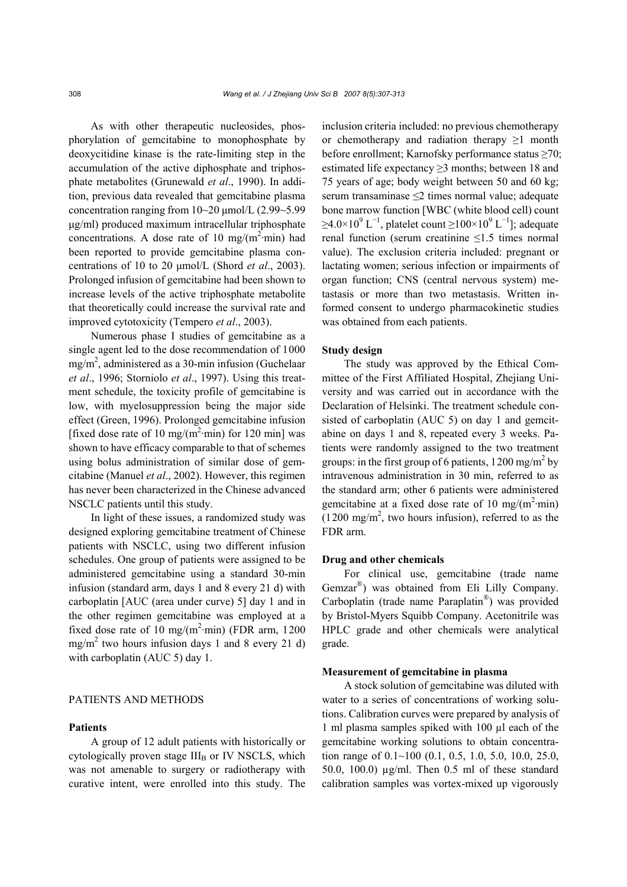As with other therapeutic nucleosides, phosphorylation of gemcitabine to monophosphate by deoxycitidine kinase is the rate-limiting step in the accumulation of the active diphosphate and triphosphate metabolites (Grunewald *et al*., 1990). In addition, previous data revealed that gemcitabine plasma concentration ranging from 10~20 μmol/L (2.99~5.99 μg/ml) produced maximum intracellular triphosphate concentrations. A dose rate of 10 mg/($m^2$·min) had been reported to provide gemcitabine plasma concentrations of 10 to 20 μmol/L (Shord *et al*., 2003). Prolonged infusion of gemcitabine had been shown to increase levels of the active triphosphate metabolite that theoretically could increase the survival rate and improved cytotoxicity (Tempero *et al*., 2003).

Numerous phase I studies of gemcitabine as a single agent led to the dose recommendation of 1000 mg/$m^2$, administered as a 30-min infusion (Guchelaar *et al*., 1996; Storniolo *et al*., 1997). Using this treatment schedule, the toxicity profile of gemcitabine is low, with myelosuppression being the major side effect (Green, 1996). Prolonged gemcitabine infusion [fixed dose rate of 10 mg/($m^2$·min) for 120 min] was shown to have efficacy comparable to that of schemes using bolus administration of similar dose of gemcitabine (Manuel *et al*., 2002). However, this regimen has never been characterized in the Chinese advanced NSCLC patients until this study.

In light of these issues, a randomized study was designed exploring gemcitabine treatment of Chinese patients with NSCLC, using two different infusion schedules. One group of patients were assigned to be administered gemcitabine using a standard 30-min infusion (standard arm, days 1 and 8 every 21 d) with carboplatin [AUC (area under curve) 5] day 1 and in the other regimen gemcitabine was employed at a fixed dose rate of 10 mg/($m^2$·min) (FDR arm, 1200 mg/$m^2$ two hours infusion days 1 and 8 every 21 d) with carboplatin (AUC 5) day 1.

## PATIENTS AND METHODS

### Patients

A group of 12 adult patients with historically or cytologically proven stage $III_B$ or IV NSCLS, which was not amenable to surgery or radiotherapy with curative intent, were enrolled into this study. The inclusion criteria included: no previous chemotherapy or chemotherapy and radiation therapy ≥1 month before enrollment; Karnofsky performance status ≥70; estimated life expectancy ≥3 months; between 18 and 75 years of age; body weight between 50 and 60 kg; serum transaminase ≤2 times normal value; adequate bone marrow function [WBC (white blood cell) count $\geq 4.0\times10^9$ $L^{-1}$, platelet count $\geq 100\times10^9$ $L^{-1}$]; adequate renal function (serum creatinine ≤1.5 times normal value). The exclusion criteria included: pregnant or lactating women; serious infection or impairments of organ function; CNS (central nervous system) metastasis or more than two metastasis. Written informed consent to undergo pharmacokinetic studies was obtained from each patients.

### Study design

The study was approved by the Ethical Committee of the First Affiliated Hospital, Zhejiang University and was carried out in accordance with the Declaration of Helsinki. The treatment schedule consisted of carboplatin (AUC 5) on day 1 and gemcitabine on days 1 and 8, repeated every 3 weeks. Patients were randomly assigned to the two treatment groups: in the first group of 6 patients, 1200 mg/$m^2$ by intravenous administration in 30 min, referred to as the standard arm; other 6 patients were administered gemcitabine at a fixed dose rate of 10 mg/($m^2$·min) (1200 mg/$m^2$, two hours infusion), referred to as the FDR arm.

### Drug and other chemicals

For clinical use, gemcitabine (trade name Gemzar®) was obtained from Eli Lilly Company. Carboplatin (trade name Paraplatin®) was provided by Bristol-Myers Squibb Company. Acetonitrile was HPLC grade and other chemicals were analytical grade.

### Measurement of gemcitabine in plasma

A stock solution of gemcitabine was diluted with water to a series of concentrations of working solutions. Calibration curves were prepared by analysis of 1 ml plasma samples spiked with 100 μl each of the gemcitabine working solutions to obtain concentration range of 0.1~100 (0.1, 0.5, 1.0, 5.0, 10.0, 25.0, 50.0, 100.0) μg/ml. Then 0.5 ml of these standard calibration samples was vortex-mixed up vigorously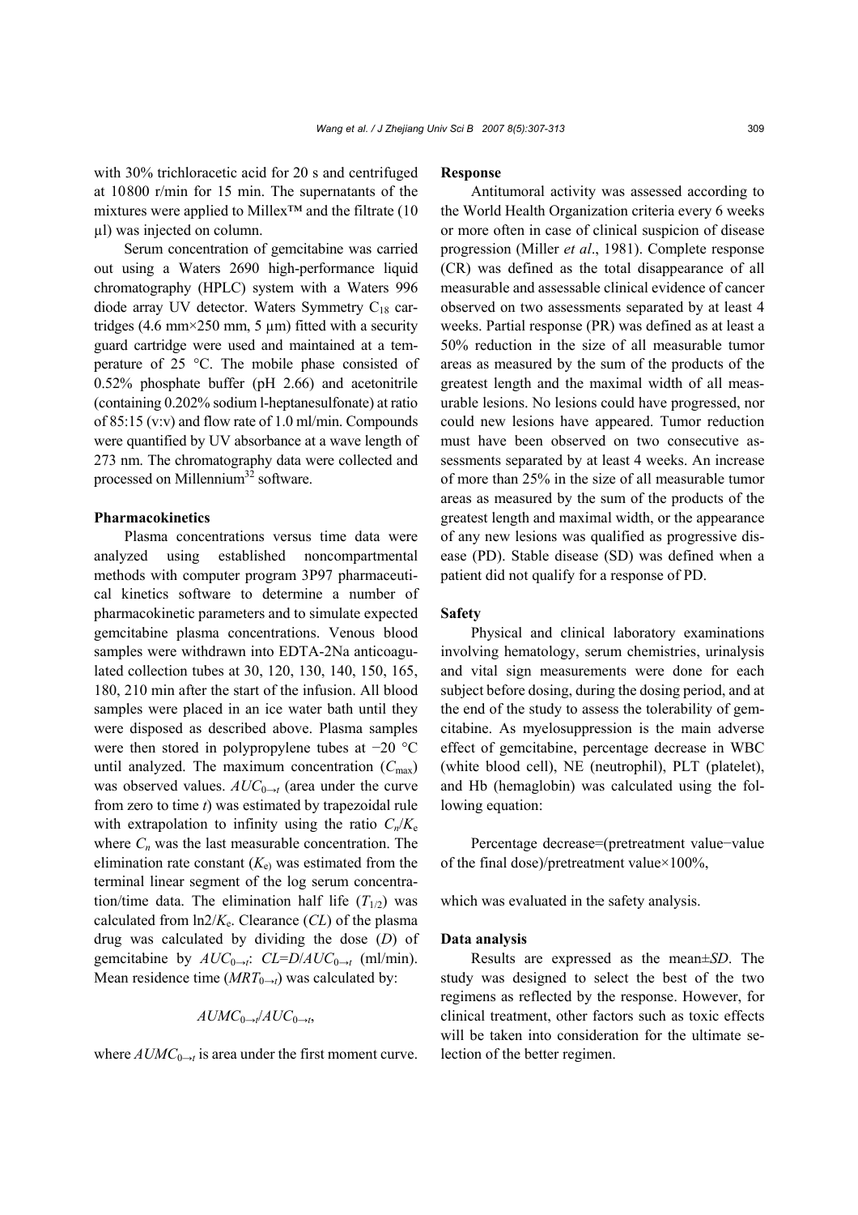with 30% trichloracetic acid for 20 s and centrifuged at 10800 r/min for 15 min. The supernatants of the mixtures were applied to Millex™ and the filtrate (10 μl) was injected on column.

Serum concentration of gemcitabine was carried out using a Waters 2690 high-performance liquid chromatography (HPLC) system with a Waters 996 diode array UV detector. Waters Symmetry $C_{18}$ cartridges (4.6 mm×250 mm, 5 μm) fitted with a security guard cartridge were used and maintained at a temperature of 25 °C. The mobile phase consisted of 0.52% phosphate buffer (pH 2.66) and acetonitrile (containing 0.202% sodium l-heptanesulfonate) at ratio of 85:15 (v:v) and flow rate of 1.0 ml/min. Compounds were quantified by UV absorbance at a wave length of 273 nm. The chromatography data were collected and processed on Millennium[32] software.

**Pharmacokinetics**

Plasma concentrations versus time data were analyzed using established noncompartmental methods with computer program 3P97 pharmaceutical kinetics software to determine a number of pharmacokinetic parameters and to simulate expected gemcitabine plasma concentrations. Venous blood samples were withdrawn into EDTA-2Na anticoagulated collection tubes at 30, 120, 130, 140, 150, 165, 180, 210 min after the start of the infusion. All blood samples were placed in an ice water bath until they were disposed as described above. Plasma samples were then stored in polypropylene tubes at −20 °C until analyzed. The maximum concentration ($C_{max}$) was observed values. $AUC_{0\to t}$ (area under the curve from zero to time *t*) was estimated by trapezoidal rule with extrapolation to infinity using the ratio $C_n/K_e$ where $C_n$ was the last measurable concentration. The elimination rate constant ($K_e$) was estimated from the terminal linear segment of the log serum concentration/time data. The elimination half life ($T_{1/2}$) was calculated from $\ln2/K_e$. Clearance (*CL*) of the plasma drug was calculated by dividing the dose (*D*) of gemcitabine by $AUC_{0\to t}$: $CL=D/AUC_{0\to t}$ (ml/min). Mean residence time ($MRT_{0\to t}$) was calculated by:

$$AUMC_{0\to t}/AUC_{0\to t},$$

where $AUMC_{0\to t}$ is area under the first moment curve.

**Response**

Antitumoral activity was assessed according to the World Health Organization criteria every 6 weeks or more often in case of clinical suspicion of disease progression (Miller *et al*., 1981). Complete response (CR) was defined as the total disappearance of all measurable and assessable clinical evidence of cancer observed on two assessments separated by at least 4 weeks. Partial response (PR) was defined as at least a 50% reduction in the size of all measurable tumor areas as measured by the sum of the products of the greatest length and the maximal width of all measurable lesions. No lesions could have progressed, nor could new lesions have appeared. Tumor reduction must have been observed on two consecutive assessments separated by at least 4 weeks. An increase of more than 25% in the size of all measurable tumor areas as measured by the sum of the products of the greatest length and maximal width, or the appearance of any new lesions was qualified as progressive disease (PD). Stable disease (SD) was defined when a patient did not qualify for a response of PD.

**Safety**

Physical and clinical laboratory examinations involving hematology, serum chemistries, urinalysis and vital sign measurements were done for each subject before dosing, during the dosing period, and at the end of the study to assess the tolerability of gemcitabine. As myelosuppression is the main adverse effect of gemcitabine, percentage decrease in WBC (white blood cell), NE (neutrophil), PLT (platelet), and Hb (hemaglobin) was calculated using the following equation:

Percentage decrease=(pretreatment value−value of the final dose)/pretreatment value×100%,

which was evaluated in the safety analysis.

**Data analysis**

Results are expressed as the mean±*SD*. The study was designed to select the best of the two regimens as reflected by the response. However, for clinical treatment, other factors such as toxic effects will be taken into consideration for the ultimate selection of the better regimen.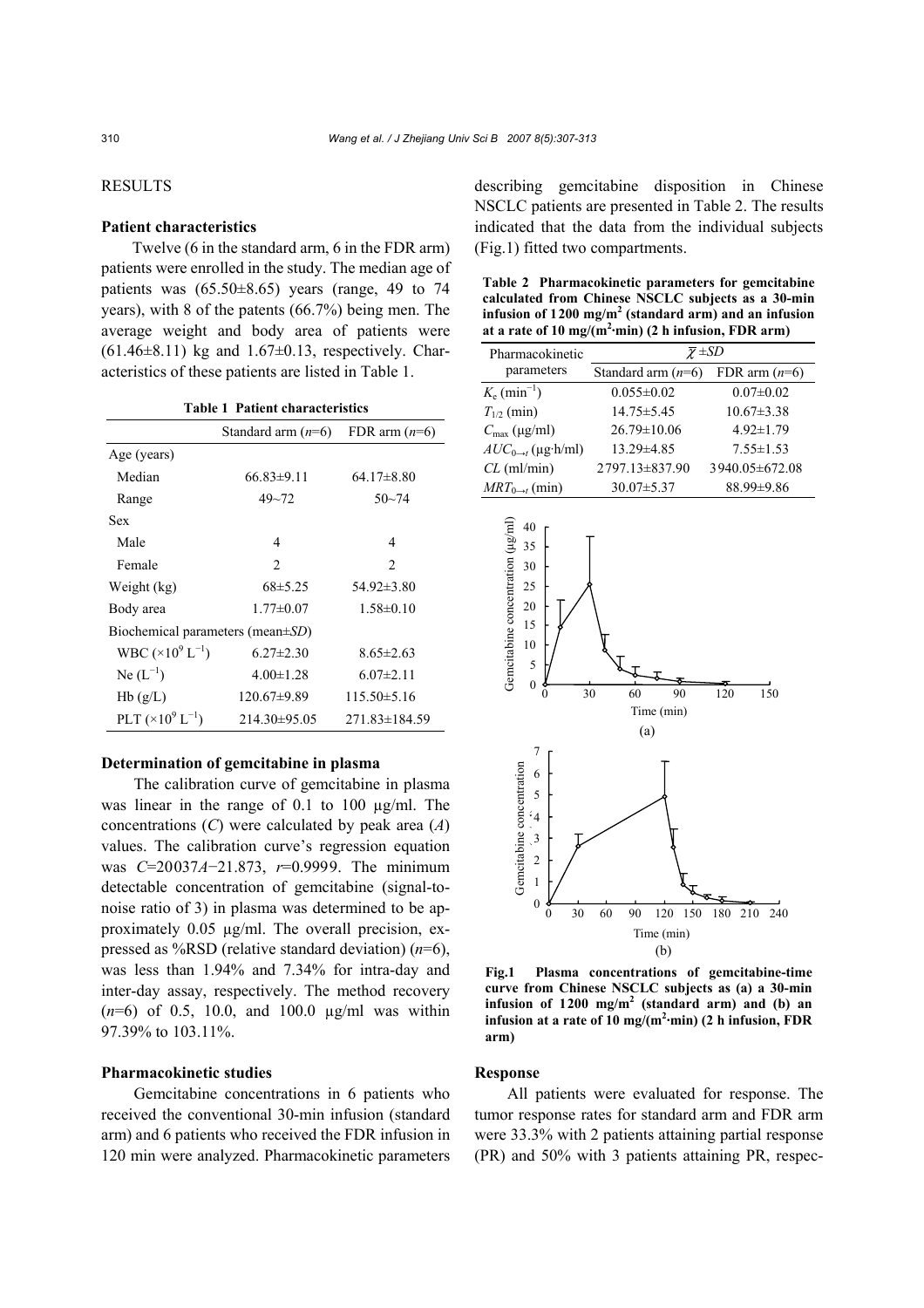## RESULTS

### Patient characteristics

Twelve (6 in the standard arm, 6 in the FDR arm) patients were enrolled in the study. The median age of patients was (65.50±8.65) years (range, 49 to 74 years), with 8 of the patents (66.7%) being men. The average weight and body area of patients were (61.46±8.11) kg and 1.67±0.13, respectively. Characteristics of these patients are listed in Table 1.

**Table 1 Patient characteristics**

| | Standard arm ($n$=6) | FDR arm ($n$=6) |
|---|---|---|
| Age (years) | | |
| Median | 66.83±9.11 | 64.17±8.80 |
| Range | 49~72 | 50~74 |
| Sex | | |
| Male | 4 | 4 |
| Female | 2 | 2 |
| Weight (kg) | 68±5.25 | 54.92±3.80 |
| Body area | 1.77±0.07 | 1.58±0.10 |
| Biochemical parameters (mean±$SD$) | | |
| WBC ($\times10^9$ $L^{-1}$) | 6.27±2.30 | 8.65±2.63 |
| Ne ($L^{-1}$) | 4.00±1.28 | 6.07±2.11 |
| Hb (g/L) | 120.67±9.89 | 115.50±5.16 |
| PLT ($\times10^9$ $L^{-1}$) | 214.30±95.05 | 271.83±184.59 |

### Determination of gemcitabine in plasma

The calibration curve of gemcitabine in plasma was linear in the range of 0.1 to 100 μg/ml. The concentrations ($C$) were calculated by peak area ($A$) values. The calibration curve's regression equation was $C$=20037$A$−21.873, $r$=0.9999. The minimum detectable concentration of gemcitabine (signal-to-noise ratio of 3) in plasma was determined to be approximately 0.05 μg/ml. The overall precision, expressed as %RSD (relative standard deviation) ($n$=6), was less than 1.94% and 7.34% for intra-day and inter-day assay, respectively. The method recovery ($n$=6) of 0.5, 10.0, and 100.0 μg/ml was within 97.39% to 103.11%.

### Pharmacokinetic studies

Gemcitabine concentrations in 6 patients who received the conventional 30-min infusion (standard arm) and 6 patients who received the FDR infusion in 120 min were analyzed. Pharmacokinetic parameters describing gemcitabine disposition in Chinese NSCLC patients are presented in Table 2. The results indicated that the data from the individual subjects (Fig.1) fitted two compartments.

**Table 2 Pharmacokinetic parameters for gemcitabine calculated from Chinese NSCLC subjects as a 30-min infusion of 1200 mg/m² (standard arm) and an infusion at a rate of 10 mg/(m²·min) (2 h infusion, FDR arm)**

| Pharmacokinetic parameters | $\bar{\chi}$ ±$SD$ | |
|---|---|---|
| | Standard arm ($n$=6) | FDR arm ($n$=6) |
| $K_e$ ($min^{-1}$) | 0.055±0.02 | 0.07±0.02 |
| $T_{1/2}$ (min) | 14.75±5.45 | 10.67±3.38 |
| $C_{max}$ (μg/ml) | 26.79±10.06 | 4.92±1.79 |
| $AUC_{0\rightarrow t}$ (μg·h/ml) | 13.29±4.85 | 7.55±1.53 |
| $CL$ (ml/min) | 2797.13±837.90 | 3940.05±672.08 |
| $MRT_{0\rightarrow t}$ (min) | 30.07±5.37 | 88.99±9.86 |

**Fig.1 Plasma concentrations of gemcitabine-time curve from Chinese NSCLC subjects as (a) a 30-min infusion of 1200 mg/m² (standard arm) and (b) an infusion at a rate of 10 mg/(m²·min) (2 h infusion, FDR arm)**

### Response

All patients were evaluated for response. The tumor response rates for standard arm and FDR arm were 33.3% with 2 patients attaining partial response (PR) and 50% with 3 patients attaining PR, respec-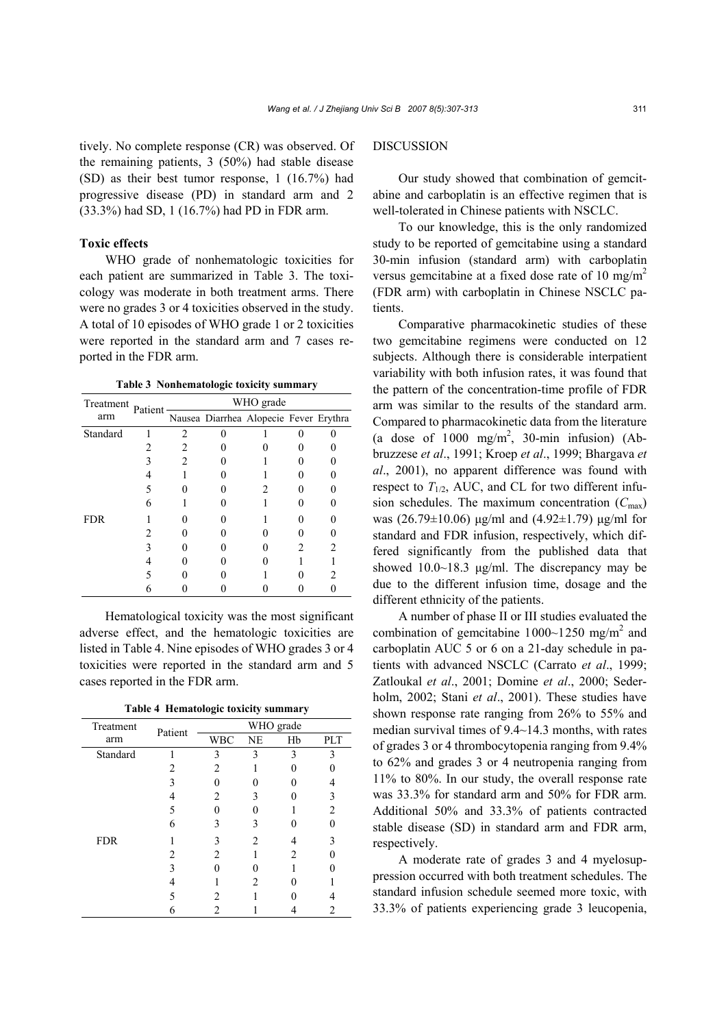tively. No complete response (CR) was observed. Of the remaining patients, 3 (50%) had stable disease (SD) as their best tumor response, 1 (16.7%) had progressive disease (PD) in standard arm and 2 (33.3%) had SD, 1 (16.7%) had PD in FDR arm.

### Toxic effects

WHO grade of nonhematologic toxicities for each patient are summarized in Table 3. The toxicology was moderate in both treatment arms. There were no grades 3 or 4 toxicities observed in the study. A total of 10 episodes of WHO grade 1 or 2 toxicities were reported in the standard arm and 7 cases reported in the FDR arm.

**Table 3 Nonhematologic toxicity summary**

| Treatment arm | Patient | WHO grade | | | | |
|---|---|---|---|---|---|---|
| | | Nausea | Diarrhea | Alopecie | Fever | Erythra |
| Standard | 1 | 2 | 0 | 1 | 0 | 0 |
| | 2 | 2 | 0 | 0 | 0 | 0 |
| | 3 | 2 | 0 | 1 | 0 | 0 |
| | 4 | 1 | 0 | 1 | 0 | 0 |
| | 5 | 0 | 0 | 2 | 0 | 0 |
| | 6 | 1 | 0 | 1 | 0 | 0 |
| FDR | 1 | 0 | 0 | 1 | 0 | 0 |
| | 2 | 0 | 0 | 0 | 0 | 0 |
| | 3 | 0 | 0 | 0 | 2 | 2 |
| | 4 | 0 | 0 | 0 | 1 | 1 |
| | 5 | 0 | 0 | 1 | 0 | 2 |
| | 6 | 0 | 0 | 0 | 0 | 0 |

Hematological toxicity was the most significant adverse effect, and the hematologic toxicities are listed in Table 4. Nine episodes of WHO grades 3 or 4 toxicities were reported in the standard arm and 5 cases reported in the FDR arm.

**Table 4 Hematologic toxicity summary**

| Treatment arm | Patient | WHO grade | | | |
|---|---|---|---|---|---|
| | | WBC | NE | Hb | PLT |
| Standard | 1 | 3 | 3 | 3 | 3 |
| | 2 | 2 | 1 | 0 | 0 |
| | 3 | 0 | 0 | 0 | 4 |
| | 4 | 2 | 3 | 0 | 3 |
| | 5 | 0 | 0 | 1 | 2 |
| | 6 | 3 | 3 | 0 | 0 |
| FDR | 1 | 3 | 2 | 4 | 3 |
| | 2 | 2 | 1 | 2 | 0 |
| | 3 | 0 | 0 | 1 | 0 |
| | 4 | 1 | 2 | 0 | 1 |
| | 5 | 2 | 1 | 0 | 4 |
| | 6 | 2 | 1 | 4 | 2 |

## DISCUSSION

Our study showed that combination of gemcitabine and carboplatin is an effective regimen that is well-tolerated in Chinese patients with NSCLC.

To our knowledge, this is the only randomized study to be reported of gemcitabine using a standard 30-min infusion (standard arm) with carboplatin versus gemcitabine at a fixed dose rate of 10 mg/m$^2$ (FDR arm) with carboplatin in Chinese NSCLC patients.

Comparative pharmacokinetic studies of these two gemcitabine regimens were conducted on 12 subjects. Although there is considerable interpatient variability with both infusion rates, it was found that the pattern of the concentration-time profile of FDR arm was similar to the results of the standard arm. Compared to pharmacokinetic data from the literature (a dose of 1000 mg/m$^2$, 30-min infusion) (Abbruzzese *et al*., 1991; Kroep *et al*., 1999; Bhargava *et al*., 2001), no apparent difference was found with respect to $T_{1/2}$, AUC, and CL for two different infusion schedules. The maximum concentration ($C_{max}$) was (26.79±10.06) μg/ml and (4.92±1.79) μg/ml for standard and FDR infusion, respectively, which differed significantly from the published data that showed 10.0~18.3 μg/ml. The discrepancy may be due to the different infusion time, dosage and the different ethnicity of the patients.

A number of phase II or III studies evaluated the combination of gemcitabine 1000~1250 mg/m$^2$ and carboplatin AUC 5 or 6 on a 21-day schedule in patients with advanced NSCLC (Carrato *et al*., 1999; Zatloukal *et al*., 2001; Domine *et al*., 2000; Sederholm, 2002; Stani *et al*., 2001). These studies have shown response rate ranging from 26% to 55% and median survival times of 9.4~14.3 months, with rates of grades 3 or 4 thrombocytopenia ranging from 9.4% to 62% and grades 3 or 4 neutropenia ranging from 11% to 80%. In our study, the overall response rate was 33.3% for standard arm and 50% for FDR arm. Additional 50% and 33.3% of patients contracted stable disease (SD) in standard arm and FDR arm, respectively.

A moderate rate of grades 3 and 4 myelosuppression occurred with both treatment schedules. The standard infusion schedule seemed more toxic, with 33.3% of patients experiencing grade 3 leucopenia,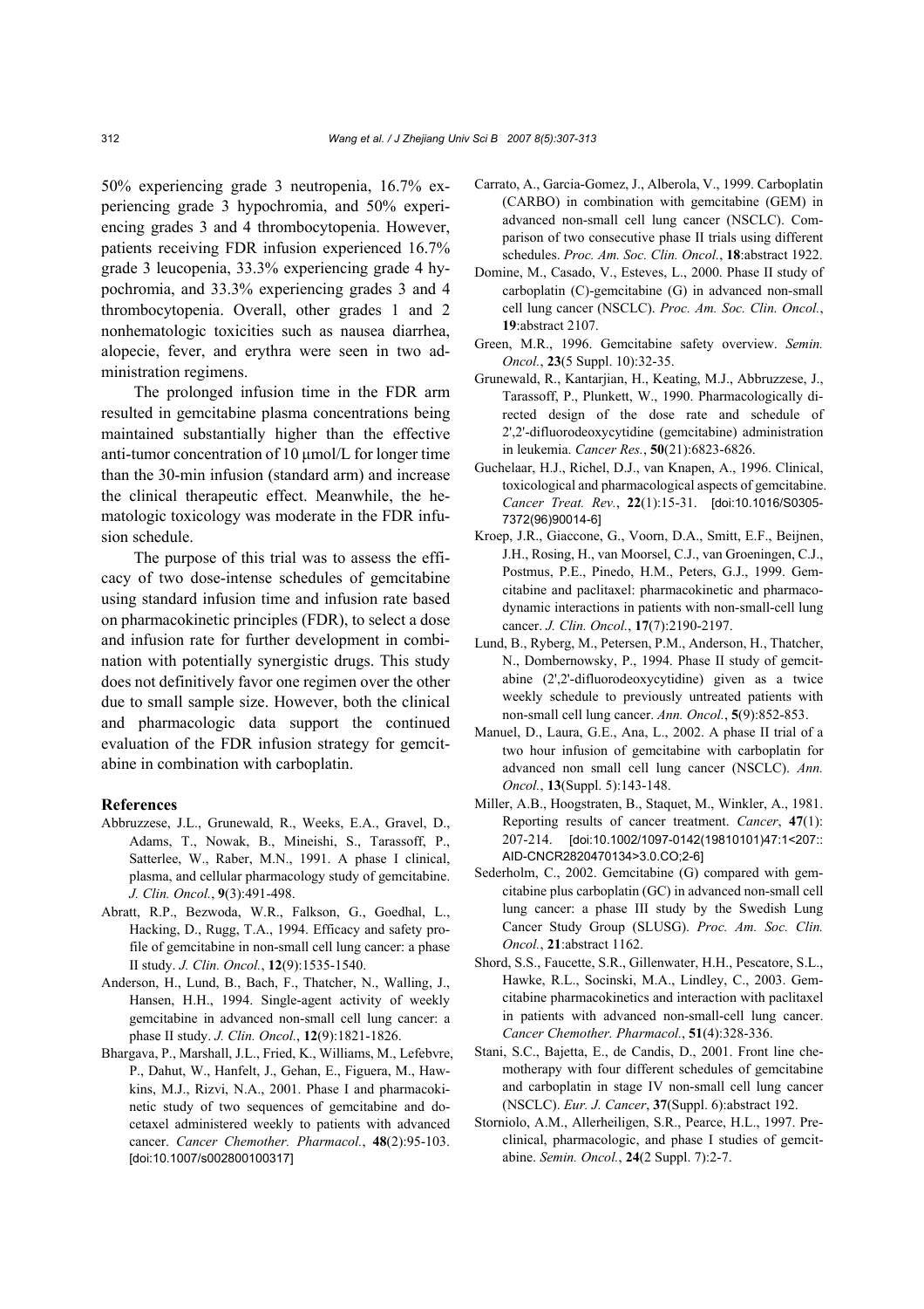50% experiencing grade 3 neutropenia, 16.7% experiencing grade 3 hypochromia, and 50% experiencing grades 3 and 4 thrombocytopenia. However, patients receiving FDR infusion experienced 16.7% grade 3 leucopenia, 33.3% experiencing grade 4 hypochromia, and 33.3% experiencing grades 3 and 4 thrombocytopenia. Overall, other grades 1 and 2 nonhematologic toxicities such as nausea diarrhea, alopecie, fever, and erythra were seen in two administration regimens.

The prolonged infusion time in the FDR arm resulted in gemcitabine plasma concentrations being maintained substantially higher than the effective anti-tumor concentration of 10 μmol/L for longer time than the 30-min infusion (standard arm) and increase the clinical therapeutic effect. Meanwhile, the hematologic toxicology was moderate in the FDR infusion schedule.

The purpose of this trial was to assess the efficacy of two dose-intense schedules of gemcitabine using standard infusion time and infusion rate based on pharmacokinetic principles (FDR), to select a dose and infusion rate for further development in combination with potentially synergistic drugs. This study does not definitively favor one regimen over the other due to small sample size. However, both the clinical and pharmacologic data support the continued evaluation of the FDR infusion strategy for gemcitabine in combination with carboplatin.

## References

Abbruzzese, J.L., Grunewald, R., Weeks, E.A., Gravel, D., Adams, T., Nowak, B., Mineishi, S., Tarassoff, P., Satterlee, W., Raber, M.N., 1991. A phase I clinical, plasma, and cellular pharmacology study of gemcitabine. *J. Clin. Oncol.*, **9**(3):491-498.

Abratt, R.P., Bezwoda, W.R., Falkson, G., Goedhal, L., Hacking, D., Rugg, T.A., 1994. Efficacy and safety profile of gemcitabine in non-small cell lung cancer: a phase II study. *J. Clin. Oncol.*, **12**(9):1535-1540.

Anderson, H., Lund, B., Bach, F., Thatcher, N., Walling, J., Hansen, H.H., 1994. Single-agent activity of weekly gemcitabine in advanced non-small cell lung cancer: a phase II study. *J. Clin. Oncol.*, **12**(9):1821-1826.

Bhargava, P., Marshall, J.L., Fried, K., Williams, M., Lefebvre, P., Dahut, W., Hanfelt, J., Gehan, E., Figuera, M., Hawkins, M.J., Rizvi, N.A., 2001. Phase I and pharmacokinetic study of two sequences of gemcitabine and docetaxel administered weekly to patients with advanced cancer. *Cancer Chemother. Pharmacol.*, **48**(2):95-103. [doi:10.1007/s002800100317]

Carrato, A., Garcia-Gomez, J., Alberola, V., 1999. Carboplatin (CARBO) in combination with gemcitabine (GEM) in advanced non-small cell lung cancer (NSCLC). Comparison of two consecutive phase II trials using different schedules. *Proc. Am. Soc. Clin. Oncol.*, **18**:abstract 1922.

Domine, M., Casado, V., Esteves, L., 2000. Phase II study of carboplatin (C)-gemcitabine (G) in advanced non-small cell lung cancer (NSCLC). *Proc. Am. Soc. Clin. Oncol.*, **19**:abstract 2107.

Green, M.R., 1996. Gemcitabine safety overview. *Semin. Oncol.*, **23**(5 Suppl. 10):32-35.

Grunewald, R., Kantarjian, H., Keating, M.J., Abbruzzese, J., Tarassoff, P., Plunkett, W., 1990. Pharmacologically directed design of the dose rate and schedule of 2',2'-difluorodeoxycytidine (gemcitabine) administration in leukemia. *Cancer Res.*, **50**(21):6823-6826.

Guchelaar, H.J., Richel, D.J., van Knapen, A., 1996. Clinical, toxicological and pharmacological aspects of gemcitabine. *Cancer Treat. Rev.*, **22**(1):15-31. [doi:10.1016/S0305-7372(96)90014-6]

Kroep, J.R., Giaccone, G., Voorn, D.A., Smitt, E.F., Beijnen, J.H., Rosing, H., van Moorsel, C.J., van Groeningen, C.J., Postmus, P.E., Pinedo, H.M., Peters, G.J., 1999. Gemcitabine and paclitaxel: pharmacokinetic and pharmacodynamic interactions in patients with non-small-cell lung cancer. *J. Clin. Oncol.*, **17**(7):2190-2197.

Lund, B., Ryberg, M., Petersen, P.M., Anderson, H., Thatcher, N., Dombernowsky, P., 1994. Phase II study of gemcitabine (2',2'-difluorodeoxycytidine) given as a twice weekly schedule to previously untreated patients with non-small cell lung cancer. *Ann. Oncol.*, **5**(9):852-853.

Manuel, D., Laura, G.E., Ana, L., 2002. A phase II trial of a two hour infusion of gemcitabine with carboplatin for advanced non small cell lung cancer (NSCLC). *Ann. Oncol.*, **13**(Suppl. 5):143-148.

Miller, A.B., Hoogstraten, B., Staquet, M., Winkler, A., 1981. Reporting results of cancer treatment. *Cancer*, **47**(1): 207-214. [doi:10.1002/1097-0142(19810101)47:1<207::AID-CNCR2820470134>3.0.CO;2-6]

Sederholm, C., 2002. Gemcitabine (G) compared with gemcitabine plus carboplatin (GC) in advanced non-small cell lung cancer: a phase III study by the Swedish Lung Cancer Study Group (SLUSG). *Proc. Am. Soc. Clin. Oncol.*, **21**:abstract 1162.

Shord, S.S., Faucette, S.R., Gillenwater, H.H., Pescatore, S.L., Hawke, R.L., Socinski, M.A., Lindley, C., 2003. Gemcitabine pharmacokinetics and interaction with paclitaxel in patients with advanced non-small-cell lung cancer. *Cancer Chemother. Pharmacol.*, **51**(4):328-336.

Stani, S.C., Bajetta, E., de Candis, D., 2001. Front line chemotherapy with four different schedules of gemcitabine and carboplatin in stage IV non-small cell lung cancer (NSCLC). *Eur. J. Cancer*, **37**(Suppl. 6):abstract 192.

Storniolo, A.M., Allerheiligen, S.R., Pearce, H.L., 1997. Preclinical, pharmacologic, and phase I studies of gemcitabine. *Semin. Oncol.*, **24**(2 Suppl. 7):2-7.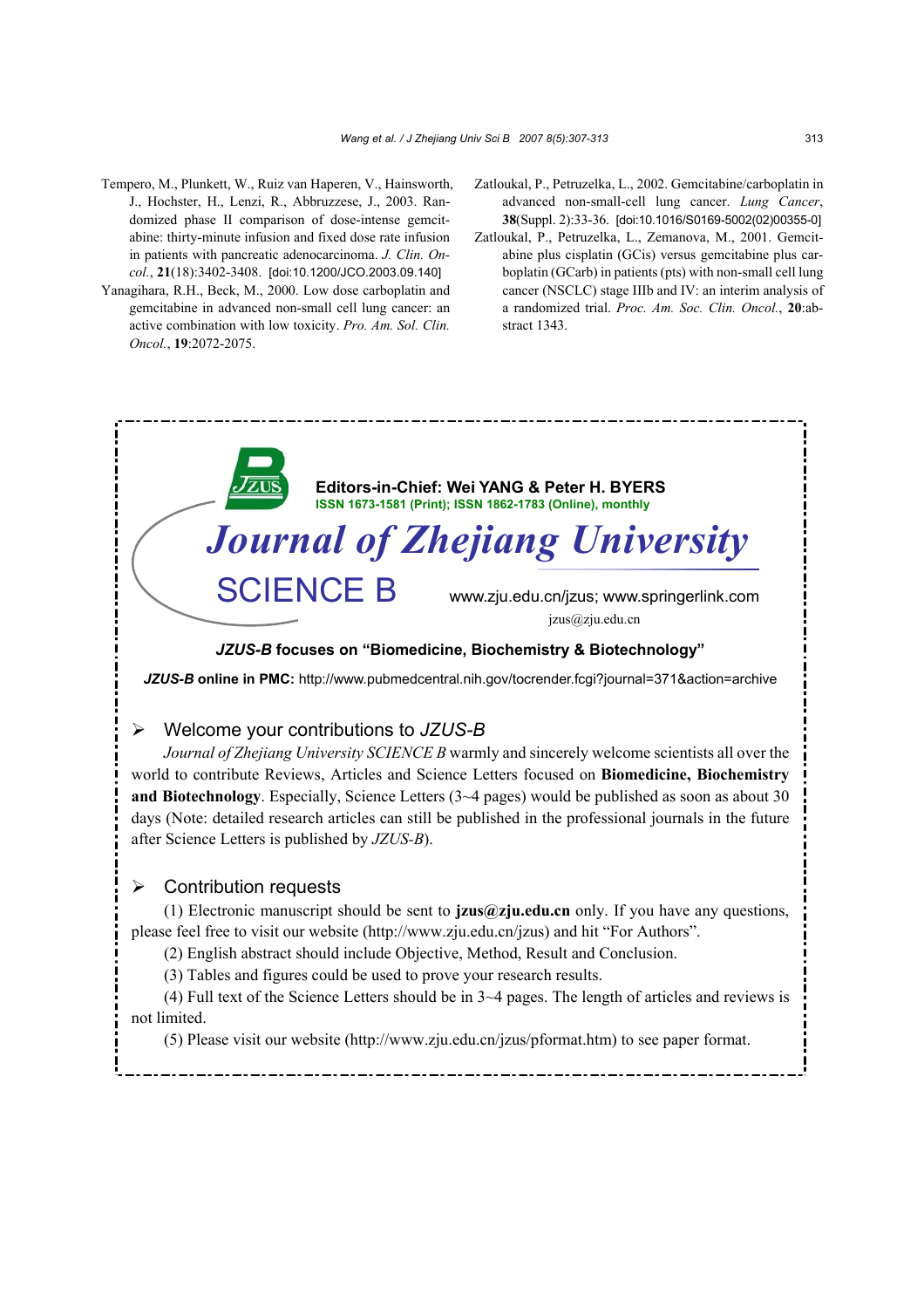Tempero, M., Plunkett, W., Ruiz van Haperen, V., Hainsworth, J., Hochster, H., Lenzi, R., Abbruzzese, J., 2003. Randomized phase II comparison of dose-intense gemcitabine: thirty-minute infusion and fixed dose rate infusion in patients with pancreatic adenocarcinoma. *J. Clin. Oncol.*, **21**(18):3402-3408. [doi:10.1200/JCO.2003.09.140]

Yanagihara, R.H., Beck, M., 2000. Low dose carboplatin and gemcitabine in advanced non-small cell lung cancer: an active combination with low toxicity. *Pro. Am. Sol. Clin. Oncol.*, **19**:2072-2075.

Zatloukal, P., Petruzelka, L., 2002. Gemcitabine/carboplatin in advanced non-small-cell lung cancer. *Lung Cancer*, **38**(Suppl. 2):33-36. [doi:10.1016/S0169-5002(02)00355-0]

Zatloukal, P., Petruzelka, L., Zemanova, M., 2001. Gemcitabine plus cisplatin (GCis) versus gemcitabine plus carboplatin (GCarb) in patients (pts) with non-small cell lung cancer (NSCLC) stage IIIb and IV: an interim analysis of a randomized trial. *Proc. Am. Soc. Clin. Oncol.*, **20**:abstract 1343.

---

**Editors-in-Chief: Wei YANG & Peter H. BYERS**
ISSN 1673-1581 (Print); ISSN 1862-1783 (Online), monthly

# *Journal of Zhejiang University* SCIENCE B

www.zju.edu.cn/jzus; www.springerlink.com
jzus@zju.edu.cn

***JZUS-B*** **focuses on "Biomedicine, Biochemistry & Biotechnology"**

***JZUS-B*** **online in PMC:** http://www.pubmedcentral.nih.gov/tocrender.fcgi?journal=371&action=archive

## Welcome your contributions to *JZUS-B*

*Journal of Zhejiang University SCIENCE B* warmly and sincerely welcome scientists all over the world to contribute Reviews, Articles and Science Letters focused on **Biomedicine, Biochemistry and Biotechnology**. Especially, Science Letters (3~4 pages) would be published as soon as about 30 days (Note: detailed research articles can still be published in the professional journals in the future after Science Letters is published by *JZUS-B*).

## Contribution requests

(1) Electronic manuscript should be sent to **jzus@zju.edu.cn** only. If you have any questions, please feel free to visit our website (http://www.zju.edu.cn/jzus) and hit "For Authors".

(2) English abstract should include Objective, Method, Result and Conclusion.

(3) Tables and figures could be used to prove your research results.

(4) Full text of the Science Letters should be in 3~4 pages. The length of articles and reviews is not limited.

(5) Please visit our website (http://www.zju.edu.cn/jzus/pformat.htm) to see paper format.